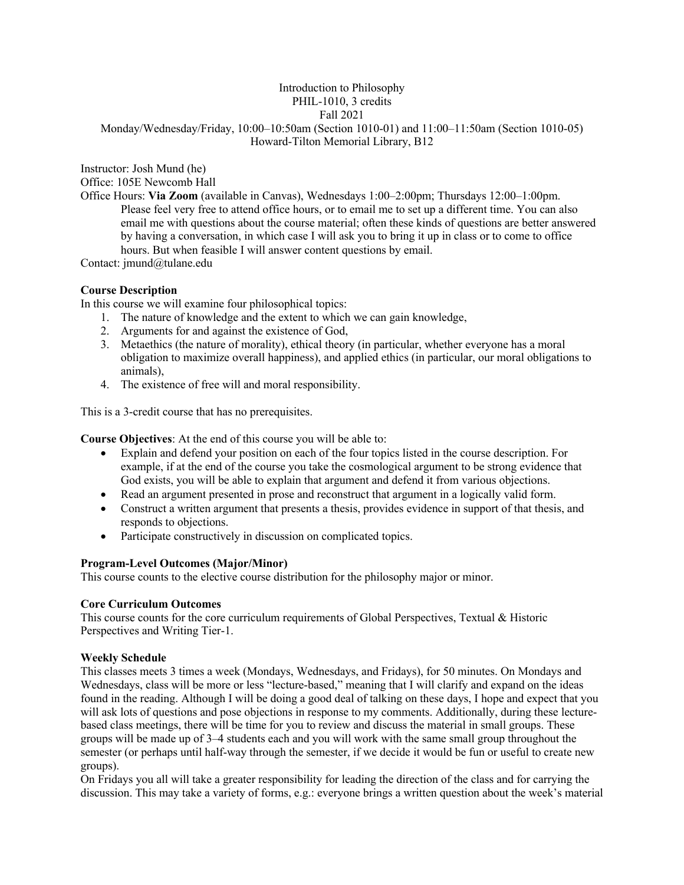Introduction to Philosophy
PHIL-1010, 3 credits
Fall 2021
Monday/Wednesday/Friday, 10:00–10:50am (Section 1010-01) and 11:00–11:50am (Section 1010-05)
Howard-Tilton Memorial Library, B12

Instructor: Josh Mund (he)
Office: 105E Newcomb Hall
Office Hours: **Via Zoom** (available in Canvas), Wednesdays 1:00–2:00pm; Thursdays 12:00–1:00pm. Please feel very free to attend office hours, or to email me to set up a different time. You can also email me with questions about the course material; often these kinds of questions are better answered by having a conversation, in which case I will ask you to bring it up in class or to come to office hours. But when feasible I will answer content questions by email.
Contact: jmund@tulane.edu

**Course Description**
In this course we will examine four philosophical topics:

1. The nature of knowledge and the extent to which we can gain knowledge,
2. Arguments for and against the existence of God,
3. Metaethics (the nature of morality), ethical theory (in particular, whether everyone has a moral obligation to maximize overall happiness), and applied ethics (in particular, our moral obligations to animals),
4. The existence of free will and moral responsibility.

This is a 3-credit course that has no prerequisites.

**Course Objectives**: At the end of this course you will be able to:

- Explain and defend your position on each of the four topics listed in the course description. For example, if at the end of the course you take the cosmological argument to be strong evidence that God exists, you will be able to explain that argument and defend it from various objections.
- Read an argument presented in prose and reconstruct that argument in a logically valid form.
- Construct a written argument that presents a thesis, provides evidence in support of that thesis, and responds to objections.
- Participate constructively in discussion on complicated topics.

**Program-Level Outcomes (Major/Minor)**
This course counts to the elective course distribution for the philosophy major or minor.

**Core Curriculum Outcomes**
This course counts for the core curriculum requirements of Global Perspectives, Textual & Historic Perspectives and Writing Tier-1.

**Weekly Schedule**
This classes meets 3 times a week (Mondays, Wednesdays, and Fridays), for 50 minutes. On Mondays and Wednesdays, class will be more or less "lecture-based," meaning that I will clarify and expand on the ideas found in the reading. Although I will be doing a good deal of talking on these days, I hope and expect that you will ask lots of questions and pose objections in response to my comments. Additionally, during these lecture-based class meetings, there will be time for you to review and discuss the material in small groups. These groups will be made up of 3–4 students each and you will work with the same small group throughout the semester (or perhaps until half-way through the semester, if we decide it would be fun or useful to create new groups).

On Fridays you all will take a greater responsibility for leading the direction of the class and for carrying the discussion. This may take a variety of forms, e.g.: everyone brings a written question about the week's material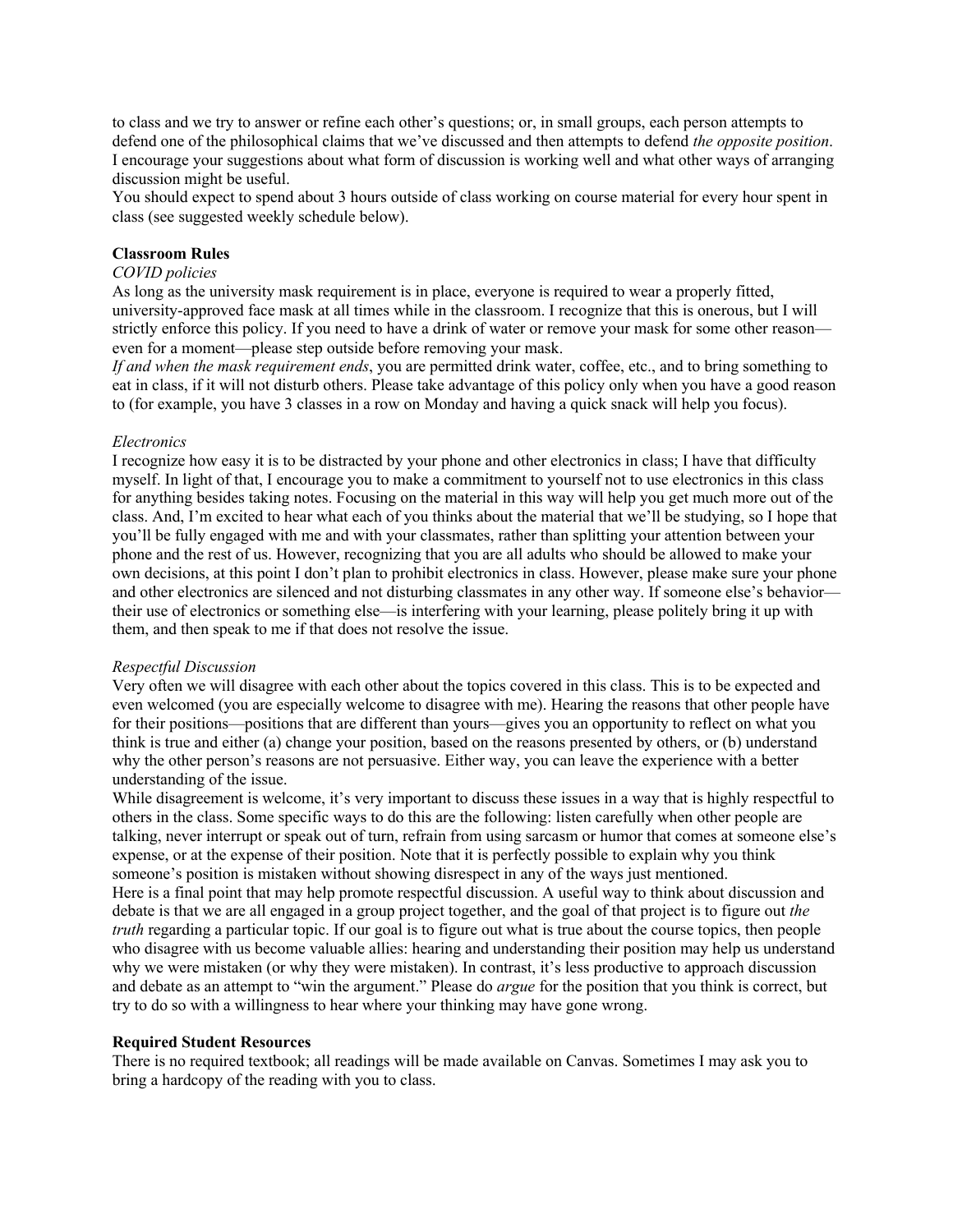to class and we try to answer or refine each other's questions; or, in small groups, each person attempts to defend one of the philosophical claims that we've discussed and then attempts to defend *the opposite position*. I encourage your suggestions about what form of discussion is working well and what other ways of arranging discussion might be useful.

You should expect to spend about 3 hours outside of class working on course material for every hour spent in class (see suggested weekly schedule below).

**Classroom Rules**

*COVID policies*

As long as the university mask requirement is in place, everyone is required to wear a properly fitted, university-approved face mask at all times while in the classroom. I recognize that this is onerous, but I will strictly enforce this policy. If you need to have a drink of water or remove your mask for some other reason—even for a moment—please step outside before removing your mask.

*If and when the mask requirement ends*, you are permitted drink water, coffee, etc., and to bring something to eat in class, if it will not disturb others. Please take advantage of this policy only when you have a good reason to (for example, you have 3 classes in a row on Monday and having a quick snack will help you focus).

*Electronics*

I recognize how easy it is to be distracted by your phone and other electronics in class; I have that difficulty myself. In light of that, I encourage you to make a commitment to yourself not to use electronics in this class for anything besides taking notes. Focusing on the material in this way will help you get much more out of the class. And, I'm excited to hear what each of you thinks about the material that we'll be studying, so I hope that you'll be fully engaged with me and with your classmates, rather than splitting your attention between your phone and the rest of us. However, recognizing that you are all adults who should be allowed to make your own decisions, at this point I don't plan to prohibit electronics in class. However, please make sure your phone and other electronics are silenced and not disturbing classmates in any other way. If someone else's behavior—their use of electronics or something else—is interfering with your learning, please politely bring it up with them, and then speak to me if that does not resolve the issue.

*Respectful Discussion*

Very often we will disagree with each other about the topics covered in this class. This is to be expected and even welcomed (you are especially welcome to disagree with me). Hearing the reasons that other people have for their positions—positions that are different than yours—gives you an opportunity to reflect on what you think is true and either (a) change your position, based on the reasons presented by others, or (b) understand why the other person's reasons are not persuasive. Either way, you can leave the experience with a better understanding of the issue.

While disagreement is welcome, it's very important to discuss these issues in a way that is highly respectful to others in the class. Some specific ways to do this are the following: listen carefully when other people are talking, never interrupt or speak out of turn, refrain from using sarcasm or humor that comes at someone else's expense, or at the expense of their position. Note that it is perfectly possible to explain why you think someone's position is mistaken without showing disrespect in any of the ways just mentioned.

Here is a final point that may help promote respectful discussion. A useful way to think about discussion and debate is that we are all engaged in a group project together, and the goal of that project is to figure out *the truth* regarding a particular topic. If our goal is to figure out what is true about the course topics, then people who disagree with us become valuable allies: hearing and understanding their position may help us understand why we were mistaken (or why they were mistaken). In contrast, it's less productive to approach discussion and debate as an attempt to "win the argument." Please do *argue* for the position that you think is correct, but try to do so with a willingness to hear where your thinking may have gone wrong.

**Required Student Resources**

There is no required textbook; all readings will be made available on Canvas. Sometimes I may ask you to bring a hardcopy of the reading with you to class.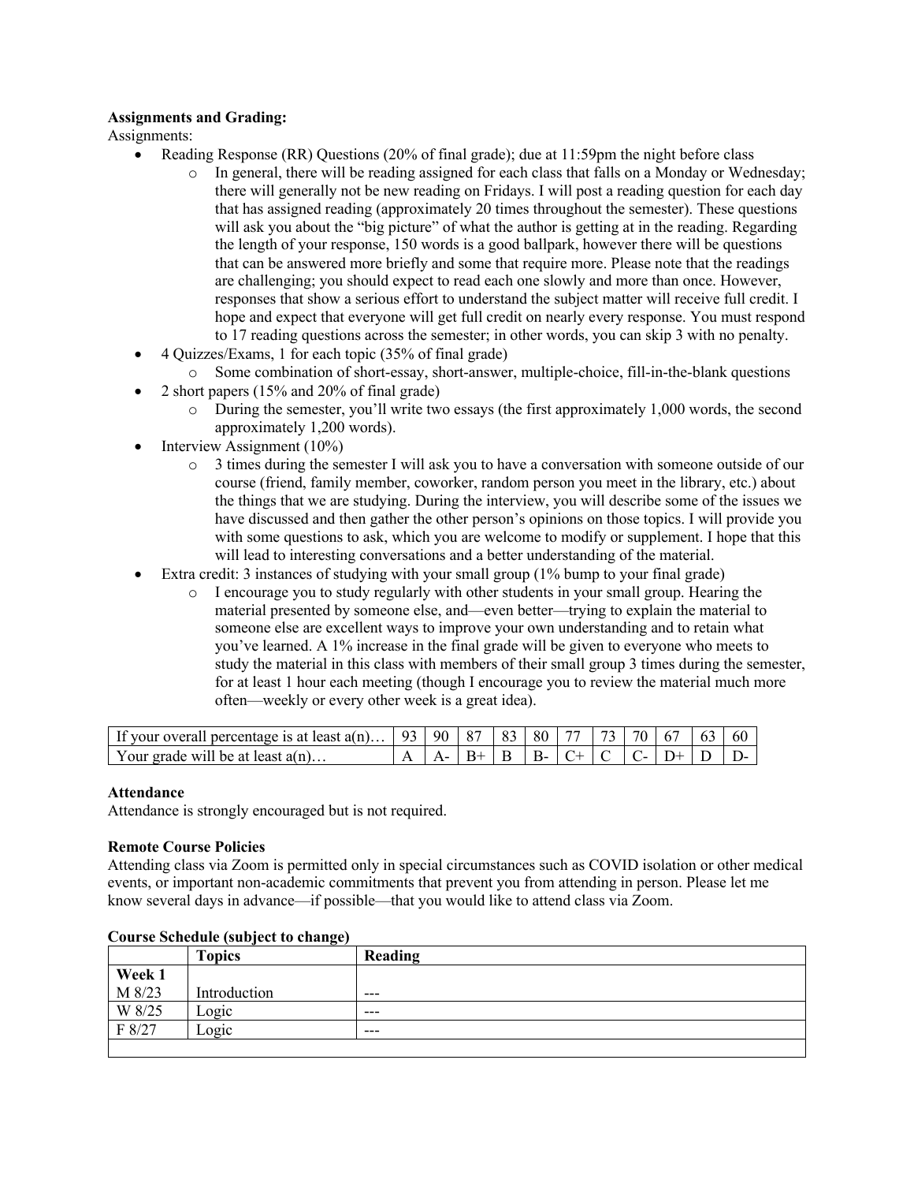**Assignments and Grading:**

Assignments:

- Reading Response (RR) Questions (20% of final grade); due at 11:59pm the night before class
    - In general, there will be reading assigned for each class that falls on a Monday or Wednesday; there will generally not be new reading on Fridays. I will post a reading question for each day that has assigned reading (approximately 20 times throughout the semester). These questions will ask you about the "big picture" of what the author is getting at in the reading. Regarding the length of your response, 150 words is a good ballpark, however there will be questions that can be answered more briefly and some that require more. Please note that the readings are challenging; you should expect to read each one slowly and more than once. However, responses that show a serious effort to understand the subject matter will receive full credit. I hope and expect that everyone will get full credit on nearly every response. You must respond to 17 reading questions across the semester; in other words, you can skip 3 with no penalty.
- 4 Quizzes/Exams, 1 for each topic (35% of final grade)
    - Some combination of short-essay, short-answer, multiple-choice, fill-in-the-blank questions
- 2 short papers (15% and 20% of final grade)
    - During the semester, you'll write two essays (the first approximately 1,000 words, the second approximately 1,200 words).
- Interview Assignment (10%)
    - 3 times during the semester I will ask you to have a conversation with someone outside of our course (friend, family member, coworker, random person you meet in the library, etc.) about the things that we are studying. During the interview, you will describe some of the issues we have discussed and then gather the other person's opinions on those topics. I will provide you with some questions to ask, which you are welcome to modify or supplement. I hope that this will lead to interesting conversations and a better understanding of the material.
- Extra credit: 3 instances of studying with your small group (1% bump to your final grade)
    - I encourage you to study regularly with other students in your small group. Hearing the material presented by someone else, and—even better—trying to explain the material to someone else are excellent ways to improve your own understanding and to retain what you've learned. A 1% increase in the final grade will be given to everyone who meets to study the material in this class with members of their small group 3 times during the semester, for at least 1 hour each meeting (though I encourage you to review the material much more often—weekly or every other week is a great idea).

| If your overall percentage is at least a(n)… | 93 | 90 | 87 | 83 | 80 | 77 | 73 | 70 | 67 | 63 | 60 |
|---|---|---|---|---|---|---|---|---|---|---|---|
| Your grade will be at least a(n)… | A | A- | B+ | B | B- | C+ | C | C- | D+ | D | D- |

**Attendance**

Attendance is strongly encouraged but is not required.

**Remote Course Policies**

Attending class via Zoom is permitted only in special circumstances such as COVID isolation or other medical events, or important non-academic commitments that prevent you from attending in person. Please let me know several days in advance—if possible—that you would like to attend class via Zoom.

**Course Schedule (subject to change)**

| | Topics | Reading |
|---|---|---|
| **Week 1** | | |
| M 8/23 | Introduction | --- |
| W 8/25 | Logic | --- |
| F 8/27 | Logic | --- |
| | | |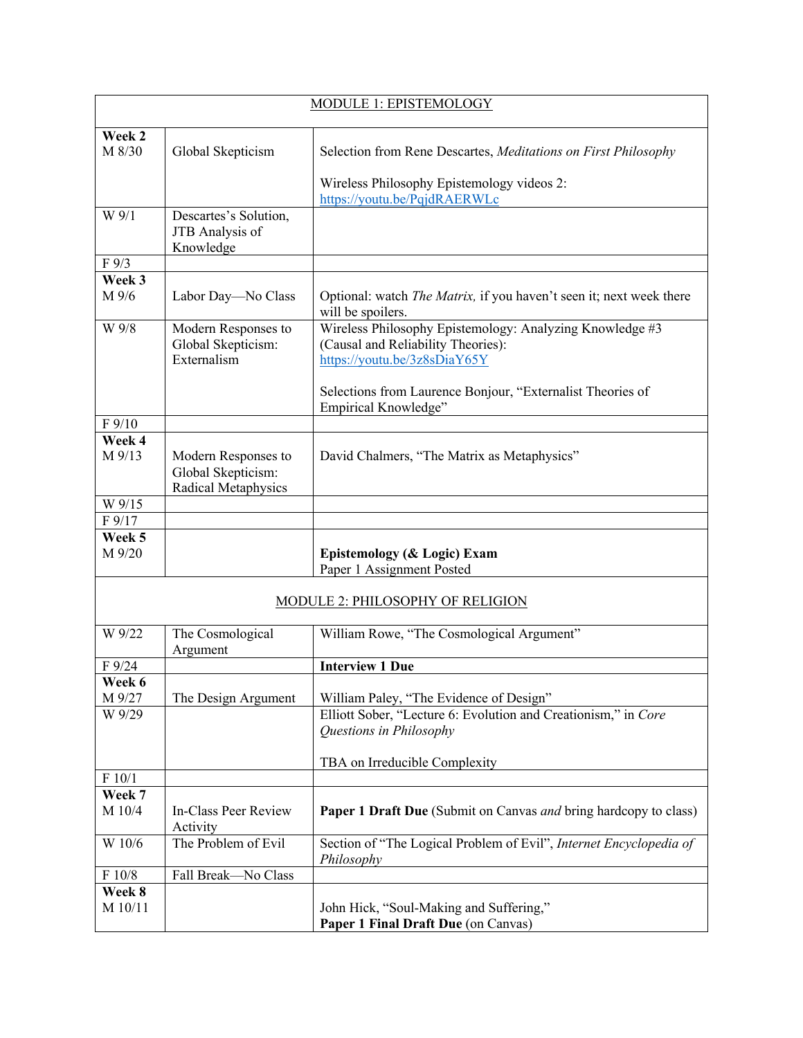| MODULE 1: EPISTEMOLOGY | | |
|---|---|---|
| **Week 2** M 8/30 | Global Skepticism | Selection from Rene Descartes, *Meditations on First Philosophy*<br><br>Wireless Philosophy Epistemology videos 2: https://youtu.be/PqjdRAERWLc |
| W 9/1 | Descartes's Solution, JTB Analysis of Knowledge | |
| F 9/3 | | |
| **Week 3** M 9/6 | Labor Day—No Class | Optional: watch *The Matrix,* if you haven't seen it; next week there will be spoilers. |
| W 9/8 | Modern Responses to Global Skepticism: Externalism | Wireless Philosophy Epistemology: Analyzing Knowledge #3 (Causal and Reliability Theories): https://youtu.be/3z8sDiaY65Y<br><br>Selections from Laurence Bonjour, "Externalist Theories of Empirical Knowledge" |
| F 9/10 | | |
| **Week 4** M 9/13 | Modern Responses to Global Skepticism: Radical Metaphysics | David Chalmers, "The Matrix as Metaphysics" |
| W 9/15 | | |
| F 9/17 | | |
| **Week 5** M 9/20 | | **Epistemology (& Logic) Exam**<br>Paper 1 Assignment Posted |
| MODULE 2: PHILOSOPHY OF RELIGION | | |
| W 9/22 | The Cosmological Argument | William Rowe, "The Cosmological Argument" |
| F 9/24 | | **Interview 1 Due** |
| **Week 6** M 9/27 | The Design Argument | William Paley, "The Evidence of Design" |
| W 9/29 | | Elliott Sober, "Lecture 6: Evolution and Creationism," in *Core Questions in Philosophy*<br><br>TBA on Irreducible Complexity |
| F 10/1 | | |
| **Week 7** M 10/4 | In-Class Peer Review Activity | **Paper 1 Draft Due** (Submit on Canvas *and* bring hardcopy to class) |
| W 10/6 | The Problem of Evil | Section of "The Logical Problem of Evil", *Internet Encyclopedia of Philosophy* |
| F 10/8 | Fall Break—No Class | |
| **Week 8** M 10/11 | | John Hick, "Soul-Making and Suffering,"<br>**Paper 1 Final Draft Due** (on Canvas) |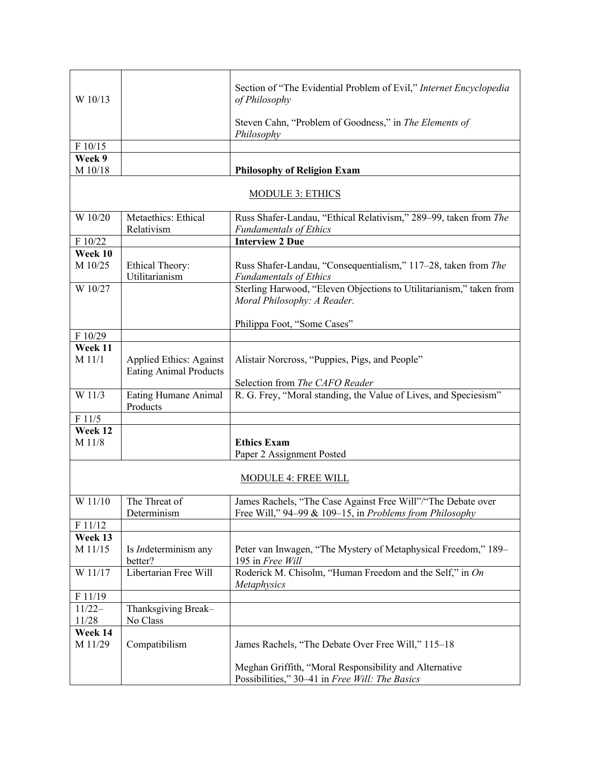| | | |
|---|---|---|
| W 10/13 | | Section of "The Evidential Problem of Evil," *Internet Encyclopedia of Philosophy*<br><br>Steven Cahn, "Problem of Goodness," in *The Elements of Philosophy* |
| F 10/15 | | |
| **Week 9**<br>M 10/18 | | **Philosophy of Religion Exam** |
| | MODULE 3: ETHICS | |
| W 10/20 | Metaethics: Ethical Relativism | Russ Shafer-Landau, "Ethical Relativism," 289–99, taken from *The Fundamentals of Ethics* |
| F 10/22 | | **Interview 2 Due** |
| **Week 10**<br>M 10/25 | Ethical Theory: Utilitarianism | Russ Shafer-Landau, "Consequentialism," 117–28, taken from *The Fundamentals of Ethics* |
| W 10/27 | | Sterling Harwood, "Eleven Objections to Utilitarianism," taken from *Moral Philosophy: A Reader.*<br><br>Philippa Foot, "Some Cases" |
| F 10/29 | | |
| **Week 11**<br>M 11/1 | Applied Ethics: Against Eating Animal Products | Alistair Norcross, "Puppies, Pigs, and People"<br><br>Selection from *The CAFO Reader* |
| W 11/3 | Eating Humane Animal Products | R. G. Frey, "Moral standing, the Value of Lives, and Speciesism" |
| F 11/5 | | |
| **Week 12**<br>M 11/8 | | **Ethics Exam**<br>Paper 2 Assignment Posted |
| | MODULE 4: FREE WILL | |
| W 11/10 | The Threat of Determinism | James Rachels, "The Case Against Free Will"/"The Debate over Free Will," 94–99 & 109–15, in *Problems from Philosophy* |
| F 11/12 | | |
| **Week 13**<br>M 11/15 | Is *In*determinism any better? | Peter van Inwagen, "The Mystery of Metaphysical Freedom," 189–195 in *Free Will* |
| W 11/17 | Libertarian Free Will | Roderick M. Chisolm, "Human Freedom and the Self," in *On Metaphysics* |
| F 11/19 | | |
| 11/22–11/28 | Thanksgiving Break–No Class | |
| **Week 14**<br>M 11/29 | Compatibilism | James Rachels, "The Debate Over Free Will," 115–18<br><br>Meghan Griffith, "Moral Responsibility and Alternative Possibilities," 30–41 in *Free Will: The Basics* |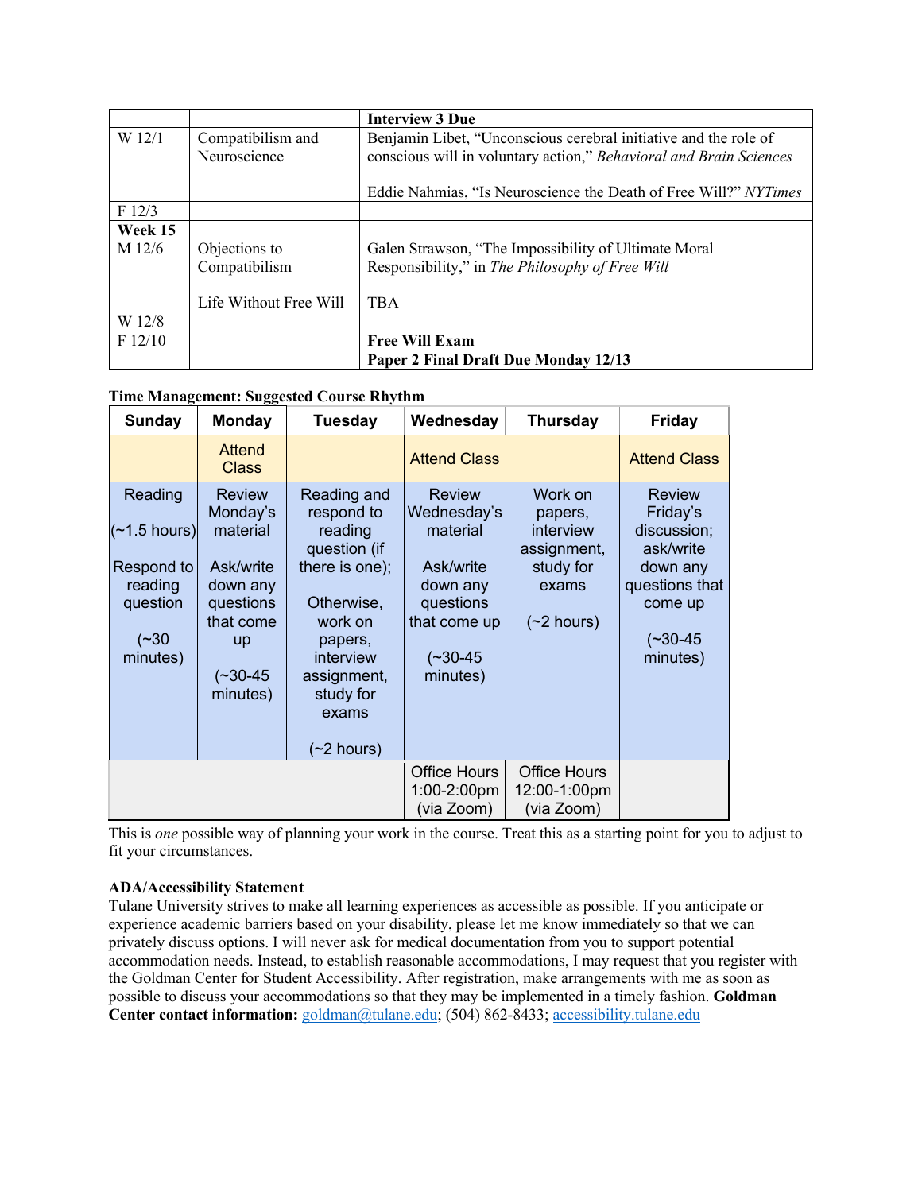| | | **Interview 3 Due** |
|---|---|---|
| W 12/1 | Compatibilism and Neuroscience | Benjamin Libet, "Unconscious cerebral initiative and the role of conscious will in voluntary action," *Behavioral and Brain Sciences*<br><br>Eddie Nahmias, "Is Neuroscience the Death of Free Will?" *NYTimes* |
| F 12/3 | | |
| **Week 15**<br>M 12/6 | Objections to Compatibilism<br><br>Life Without Free Will | Galen Strawson, "The Impossibility of Ultimate Moral Responsibility," in *The Philosophy of Free Will*<br><br>TBA |
| W 12/8 | | |
| F 12/10 | | **Free Will Exam** |
| | | **Paper 2 Final Draft Due Monday 12/13** |

**Time Management: Suggested Course Rhythm**

| Sunday | Monday | Tuesday | Wednesday | Thursday | Friday |
|---|---|---|---|---|---|
| | Attend Class | | Attend Class | | Attend Class |
| Reading (~1.5 hours)<br><br>Respond to reading question (~30 minutes) | Review Monday's material<br><br>Ask/write down any questions that come up<br><br>(~30-45 minutes) | Reading and respond to reading question (if there is one);<br><br>Otherwise, work on papers, interview assignment, study for exams<br><br>(~2 hours) | Review Wednesday's material<br><br>Ask/write down any questions that come up<br><br>(~30-45 minutes) | Work on papers, interview assignment, study for exams<br><br>(~2 hours) | Review Friday's discussion; ask/write down any questions that come up<br><br>(~30-45 minutes) |
| | | | Office Hours 1:00-2:00pm (via Zoom) | Office Hours 12:00-1:00pm (via Zoom) | |

This is *one* possible way of planning your work in the course. Treat this as a starting point for you to adjust to fit your circumstances.

**ADA/Accessibility Statement**

Tulane University strives to make all learning experiences as accessible as possible. If you anticipate or experience academic barriers based on your disability, please let me know immediately so that we can privately discuss options. I will never ask for medical documentation from you to support potential accommodation needs. Instead, to establish reasonable accommodations, I may request that you register with the Goldman Center for Student Accessibility. After registration, make arrangements with me as soon as possible to discuss your accommodations so that they may be implemented in a timely fashion. **Goldman Center contact information:** goldman@tulane.edu; (504) 862-8433; accessibility.tulane.edu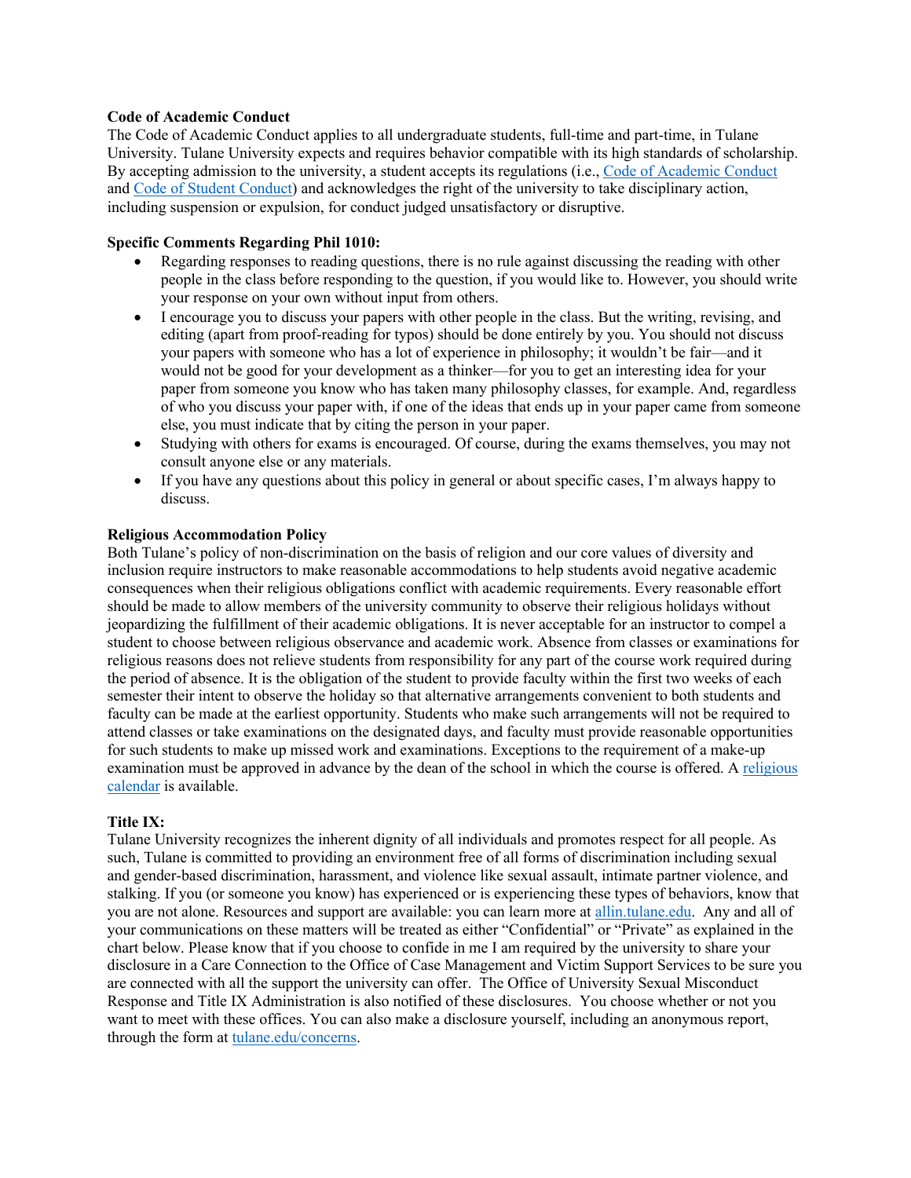**Code of Academic Conduct**

The Code of Academic Conduct applies to all undergraduate students, full-time and part-time, in Tulane University. Tulane University expects and requires behavior compatible with its high standards of scholarship. By accepting admission to the university, a student accepts its regulations (i.e., [Code of Academic Conduct]() and [Code of Student Conduct]()) and acknowledges the right of the university to take disciplinary action, including suspension or expulsion, for conduct judged unsatisfactory or disruptive.

**Specific Comments Regarding Phil 1010:**

- Regarding responses to reading questions, there is no rule against discussing the reading with other people in the class before responding to the question, if you would like to. However, you should write your response on your own without input from others.
- I encourage you to discuss your papers with other people in the class. But the writing, revising, and editing (apart from proof-reading for typos) should be done entirely by you. You should not discuss your papers with someone who has a lot of experience in philosophy; it wouldn't be fair—and it would not be good for your development as a thinker—for you to get an interesting idea for your paper from someone you know who has taken many philosophy classes, for example. And, regardless of who you discuss your paper with, if one of the ideas that ends up in your paper came from someone else, you must indicate that by citing the person in your paper.
- Studying with others for exams is encouraged. Of course, during the exams themselves, you may not consult anyone else or any materials.
- If you have any questions about this policy in general or about specific cases, I'm always happy to discuss.

**Religious Accommodation Policy**

Both Tulane's policy of non-discrimination on the basis of religion and our core values of diversity and inclusion require instructors to make reasonable accommodations to help students avoid negative academic consequences when their religious obligations conflict with academic requirements. Every reasonable effort should be made to allow members of the university community to observe their religious holidays without jeopardizing the fulfillment of their academic obligations. It is never acceptable for an instructor to compel a student to choose between religious observance and academic work. Absence from classes or examinations for religious reasons does not relieve students from responsibility for any part of the course work required during the period of absence. It is the obligation of the student to provide faculty within the first two weeks of each semester their intent to observe the holiday so that alternative arrangements convenient to both students and faculty can be made at the earliest opportunity. Students who make such arrangements will not be required to attend classes or take examinations on the designated days, and faculty must provide reasonable opportunities for such students to make up missed work and examinations. Exceptions to the requirement of a make-up examination must be approved in advance by the dean of the school in which the course is offered. A [religious calendar]() is available.

**Title IX:**

Tulane University recognizes the inherent dignity of all individuals and promotes respect for all people. As such, Tulane is committed to providing an environment free of all forms of discrimination including sexual and gender-based discrimination, harassment, and violence like sexual assault, intimate partner violence, and stalking. If you (or someone you know) has experienced or is experiencing these types of behaviors, know that you are not alone. Resources and support are available: you can learn more at [allin.tulane.edu](). Any and all of your communications on these matters will be treated as either "Confidential" or "Private" as explained in the chart below. Please know that if you choose to confide in me I am required by the university to share your disclosure in a Care Connection to the Office of Case Management and Victim Support Services to be sure you are connected with all the support the university can offer. The Office of University Sexual Misconduct Response and Title IX Administration is also notified of these disclosures. You choose whether or not you want to meet with these offices. You can also make a disclosure yourself, including an anonymous report, through the form at [tulane.edu/concerns]().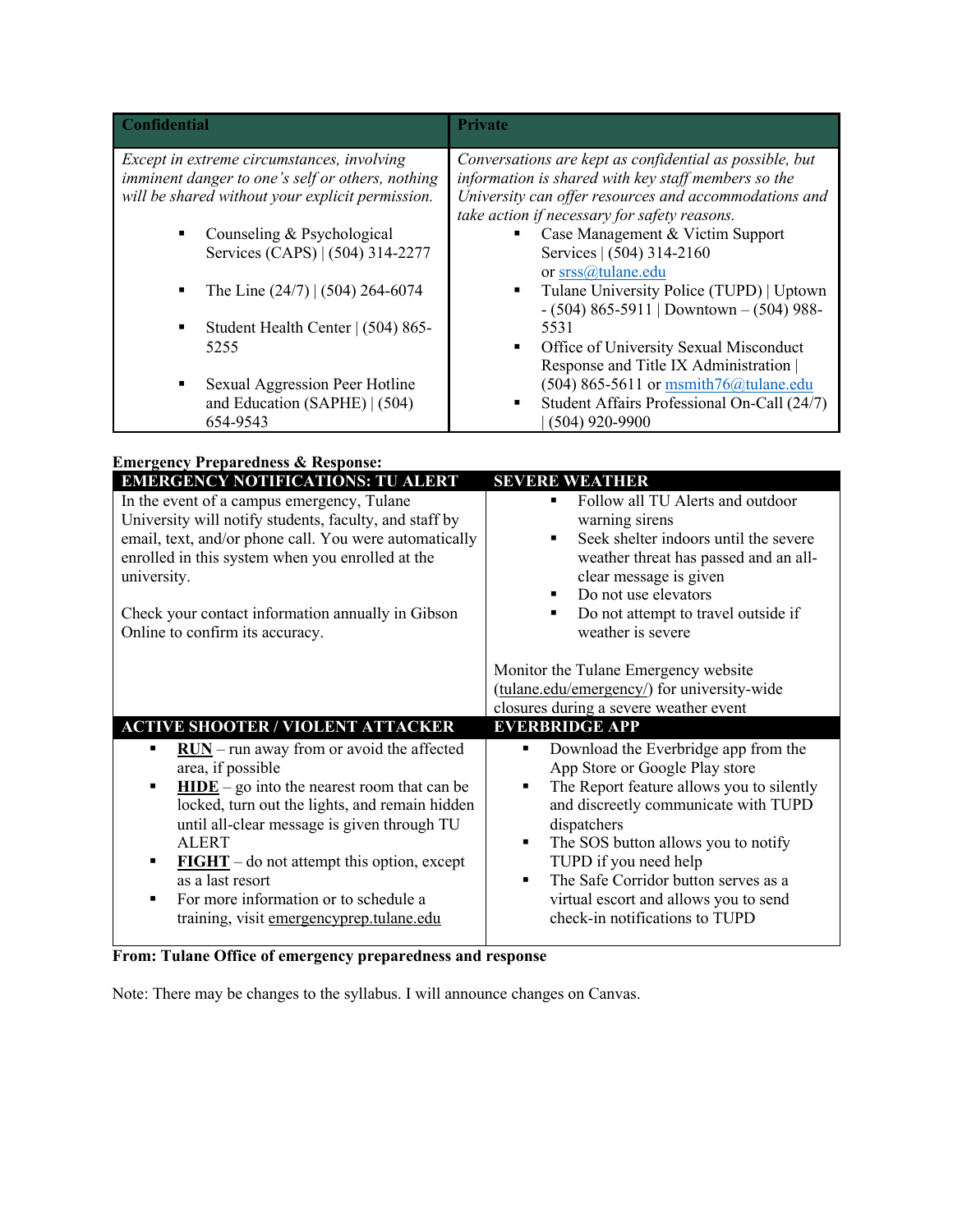| Confidential | Private |
| --- | --- |
| *Except in extreme circumstances, involving imminent danger to one's self or others, nothing will be shared without your explicit permission.*<br>▪ Counseling & Psychological Services (CAPS) \| (504) 314-2277<br>▪ The Line (24/7) \| (504) 264-6074<br>▪ Student Health Center \| (504) 865-5255<br>▪ Sexual Aggression Peer Hotline and Education (SAPHE) \| (504) 654-9543 | *Conversations are kept as confidential as possible, but information is shared with key staff members so the University can offer resources and accommodations and take action if necessary for safety reasons.*<br>▪ Case Management & Victim Support Services \| (504) 314-2160 or srss@tulane.edu<br>▪ Tulane University Police (TUPD) \| Uptown - (504) 865-5911 \| Downtown – (504) 988-5531<br>▪ Office of University Sexual Misconduct Response and Title IX Administration \| (504) 865-5611 or msmith76@tulane.edu<br>▪ Student Affairs Professional On-Call (24/7) \| (504) 920-9900 |

**Emergency Preparedness & Response:**

| EMERGENCY NOTIFICATIONS: TU ALERT | SEVERE WEATHER |
| --- | --- |
| In the event of a campus emergency, Tulane University will notify students, faculty, and staff by email, text, and/or phone call. You were automatically enrolled in this system when you enrolled at the university.<br><br>Check your contact information annually in Gibson Online to confirm its accuracy. | ▪ Follow all TU Alerts and outdoor warning sirens<br>▪ Seek shelter indoors until the severe weather threat has passed and an all-clear message is given<br>▪ Do not use elevators<br>▪ Do not attempt to travel outside if weather is severe<br><br>Monitor the Tulane Emergency website (tulane.edu/emergency/) for university-wide closures during a severe weather event |
| **ACTIVE SHOOTER / VIOLENT ATTACKER** | **EVERBRIDGE APP** |
| ▪ **RUN** – run away from or avoid the affected area, if possible<br>▪ **HIDE** – go into the nearest room that can be locked, turn out the lights, and remain hidden until all-clear message is given through TU ALERT<br>▪ **FIGHT** – do not attempt this option, except as a last resort<br>▪ For more information or to schedule a training, visit emergencyprep.tulane.edu | ▪ Download the Everbridge app from the App Store or Google Play store<br>▪ The Report feature allows you to silently and discreetly communicate with TUPD dispatchers<br>▪ The SOS button allows you to notify TUPD if you need help<br>▪ The Safe Corridor button serves as a virtual escort and allows you to send check-in notifications to TUPD |

**From: Tulane Office of emergency preparedness and response**

Note: There may be changes to the syllabus. I will announce changes on Canvas.